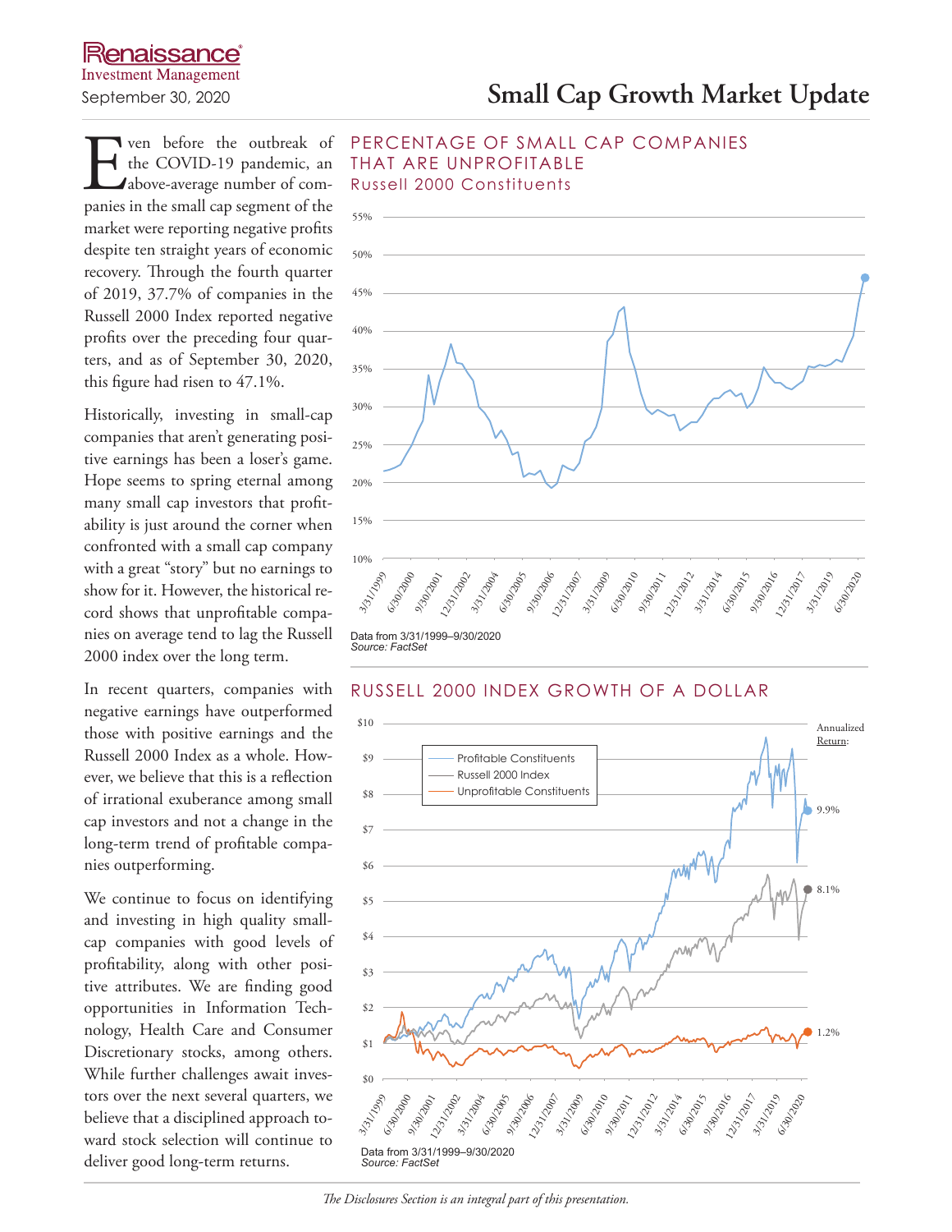Renaissance Investment Management

September 30, 2020

# Small Cap Growth Market Update

Even before the outbreak of the COVID-19 pandemic, an above-average number of companies in the small cap segment of the market were reporting negative profits despite ten straight years of economic recovery. Through the fourth quarter of 2019, 37.7% of companies in the Russell 2000 Index reported negative profits over the preceding four quarters, and as of September 30, 2020, this figure had risen to 47.1%.

Historically, investing in small-cap companies that aren't generating positive earnings has been a loser's game. Hope seems to spring eternal among many small cap investors that profitability is just around the corner when confronted with a small cap company with a great "story" but no earnings to show for it. However, the historical record shows that unprofitable companies on average tend to lag the Russell 2000 index over the long term.

In recent quarters, companies with negative earnings have outperformed those with positive earnings and the Russell 2000 Index as a whole. However, we believe that this is a reflection of irrational exuberance among small cap investors and not a change in the long-term trend of profitable companies outperforming.

We continue to focus on identifying and investing in high quality small-cap companies with good levels of profitability, along with other positive attributes. We are finding good opportunities in Information Technology, Health Care and Consumer Discretionary stocks, among others. While further challenges await investors over the next several quarters, we believe that a disciplined approach toward stock selection will continue to deliver good long-term returns.

## PERCENTAGE OF SMALL CAP COMPANIES THAT ARE UNPROFITABLE

Russell 2000 Constituents

Data from 3/31/1999–9/30/2020
*Source: FactSet*

## RUSSELL 2000 INDEX GROWTH OF A DOLLAR

Annualized Return: Profitable Constituents 9.9%; Russell 2000 Index 8.1%; Unprofitable Constituents 1.2%

Data from 3/31/1999–9/30/2020
*Source: FactSet*

*The Disclosures Section is an integral part of this presentation.*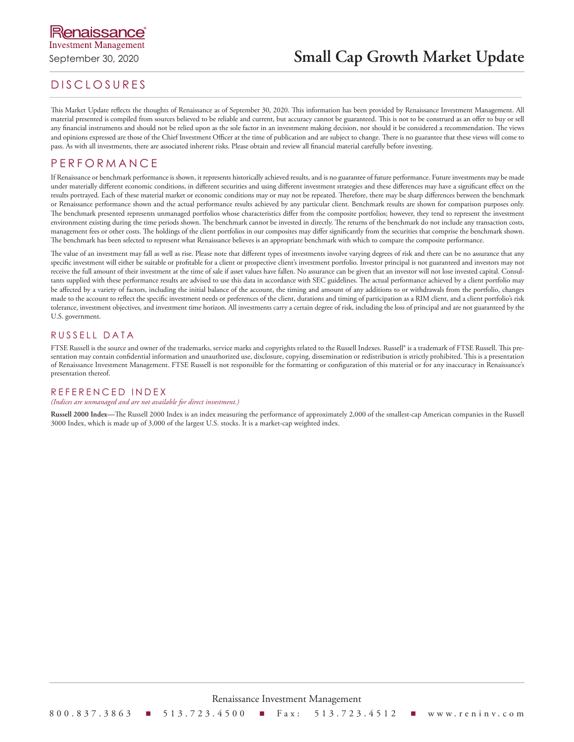## DISCLOSURES

This Market Update reflects the thoughts of Renaissance as of September 30, 2020. This information has been provided by Renaissance Investment Management. All material presented is compiled from sources believed to be reliable and current, but accuracy cannot be guaranteed. This is not to be construed as an offer to buy or sell any financial instruments and should not be relied upon as the sole factor in an investment making decision, nor should it be considered a recommendation. The views and opinions expressed are those of the Chief Investment Officer at the time of publication and are subject to change. There is no guarantee that these views will come to pass. As with all investments, there are associated inherent risks. Please obtain and review all financial material carefully before investing.

## PERFORMANCE

If Renaissance or benchmark performance is shown, it represents historically achieved results, and is no guarantee of future performance. Future investments may be made under materially different economic conditions, in different securities and using different investment strategies and these differences may have a significant effect on the results portrayed. Each of these material market or economic conditions may or may not be repeated. Therefore, there may be sharp differences between the benchmark or Renaissance performance shown and the actual performance results achieved by any particular client. Benchmark results are shown for comparison purposes only. The benchmark presented represents unmanaged portfolios whose characteristics differ from the composite portfolios; however, they tend to represent the investment environment existing during the time periods shown. The benchmark cannot be invested in directly. The returns of the benchmark do not include any transaction costs, management fees or other costs. The holdings of the client portfolios in our composites may differ significantly from the securities that comprise the benchmark shown. The benchmark has been selected to represent what Renaissance believes is an appropriate benchmark with which to compare the composite performance.

The value of an investment may fall as well as rise. Please note that different types of investments involve varying degrees of risk and there can be no assurance that any specific investment will either be suitable or profitable for a client or prospective client's investment portfolio. Investor principal is not guaranteed and investors may not receive the full amount of their investment at the time of sale if asset values have fallen. No assurance can be given that an investor will not lose invested capital. Consultants supplied with these performance results are advised to use this data in accordance with SEC guidelines. The actual performance achieved by a client portfolio may be affected by a variety of factors, including the initial balance of the account, the timing and amount of any additions to or withdrawals from the portfolio, changes made to the account to reflect the specific investment needs or preferences of the client, durations and timing of participation as a RIM client, and a client portfolio's risk tolerance, investment objectives, and investment time horizon. All investments carry a certain degree of risk, including the loss of principal and are not guaranteed by the U.S. government.

## RUSSELL DATA

FTSE Russell is the source and owner of the trademarks, service marks and copyrights related to the Russell Indexes. Russell® is a trademark of FTSE Russell. This presentation may contain confidential information and unauthorized use, disclosure, copying, dissemination or redistribution is strictly prohibited. This is a presentation of Renaissance Investment Management. FTSE Russell is not responsible for the formatting or configuration of this material or for any inaccuracy in Renaissance's presentation thereof.

## REFERENCED INDEX

*(Indices are unmanaged and are not available for direct investment.)*

**Russell 2000 Index**—The Russell 2000 Index is an index measuring the performance of approximately 2,000 of the smallest-cap American companies in the Russell 3000 Index, which is made up of 3,000 of the largest U.S. stocks. It is a market-cap weighted index.

Renaissance Investment Management

800.837.3863 ■ 513.723.4500 ■ Fax: 513.723.4512 ■ www.reninv.com